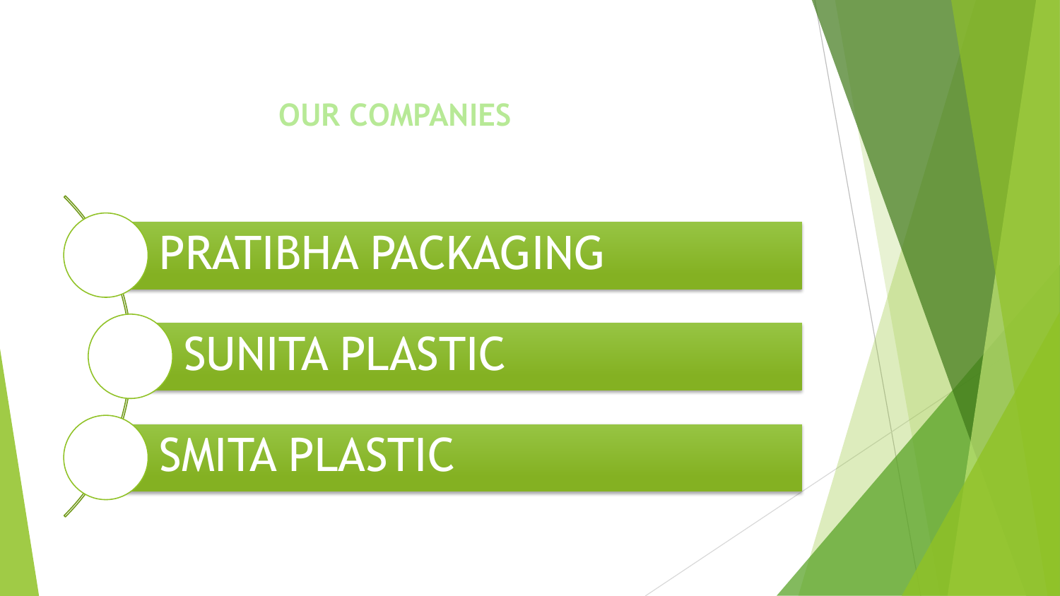## OUR COMPANIES

- PRATIBHA PACKAGING
- SUNITA PLASTIC
- SMITA PLASTIC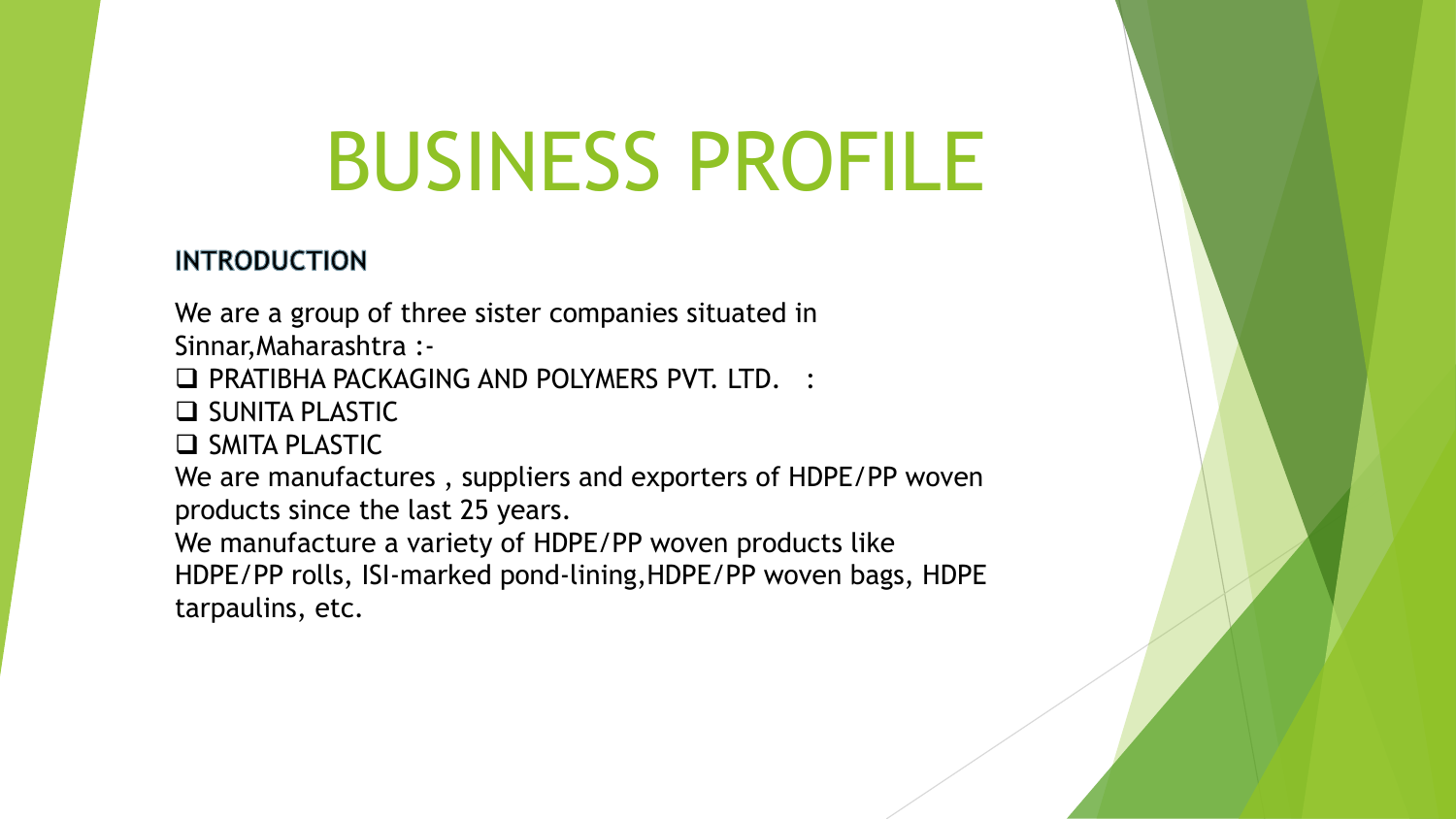# BUSINESS PROFILE

**INTRODUCTION**

We are a group of three sister companies situated in Sinnar,Maharashtra :-

- PRATIBHA PACKAGING AND POLYMERS PVT. LTD. :
- SUNITA PLASTIC
- SMITA PLASTIC

We are manufactures , suppliers and exporters of HDPE/PP woven products since the last 25 years.

We manufacture a variety of HDPE/PP woven products like HDPE/PP rolls, ISI-marked pond-lining,HDPE/PP woven bags, HDPE tarpaulins, etc.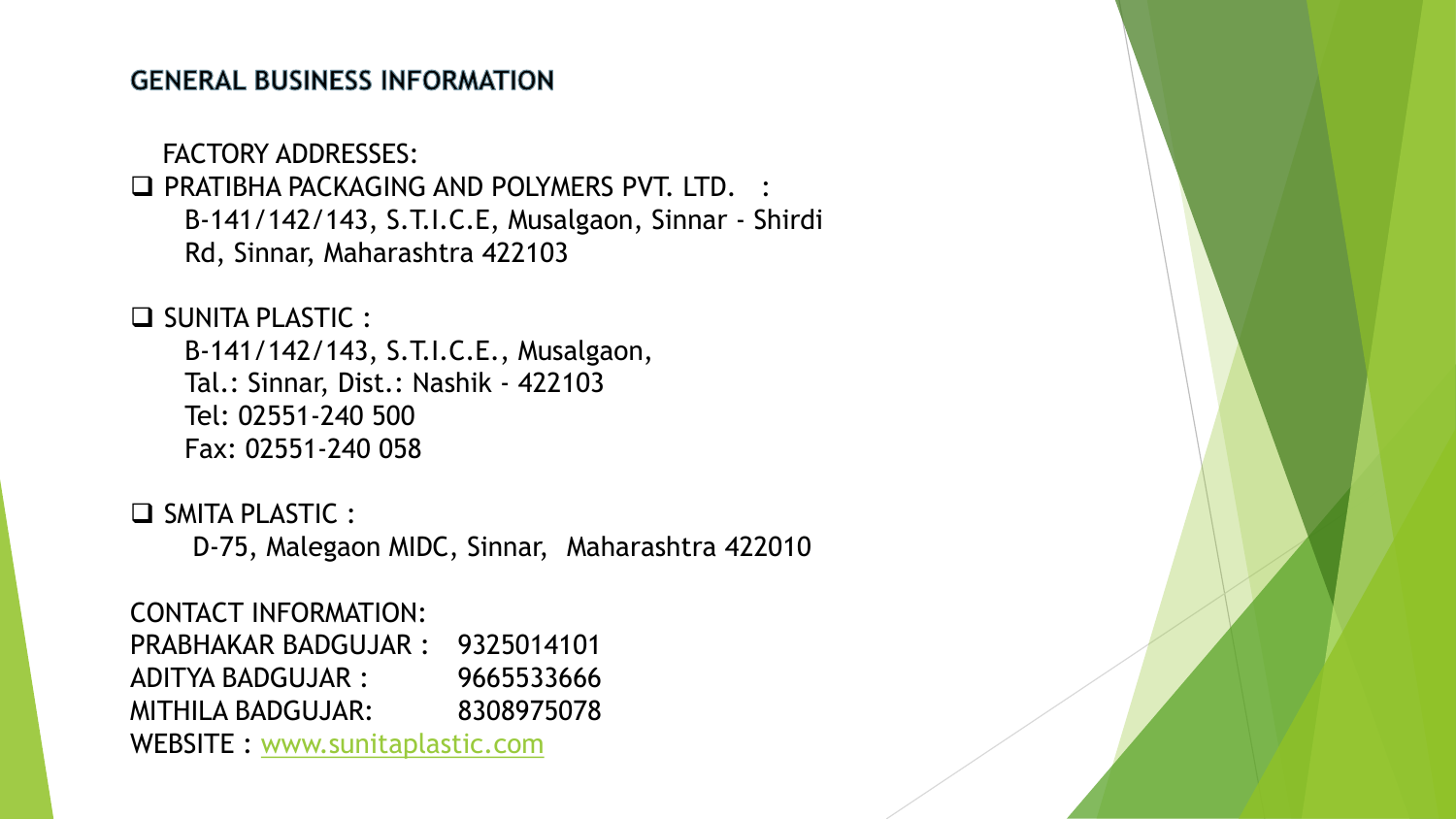## GENERAL BUSINESS INFORMATION

FACTORY ADDRESSES:

- PRATIBHA PACKAGING AND POLYMERS PVT. LTD. :
  B-141/142/143, S.T.I.C.E, Musalgaon, Sinnar - Shirdi Rd, Sinnar, Maharashtra 422103

- SUNITA PLASTIC :
  B-141/142/143, S.T.I.C.E., Musalgaon,
  Tal.: Sinnar, Dist.: Nashik - 422103
  Tel: 02551-240 500
  Fax: 02551-240 058

- SMITA PLASTIC :
  D-75, Malegaon MIDC, Sinnar, Maharashtra 422010

CONTACT INFORMATION:

PRABHAKAR BADGUJAR : 9325014101
ADITYA BADGUJAR : 9665533666
MITHILA BADGUJAR: 8308975078
WEBSITE : www.sunitaplastic.com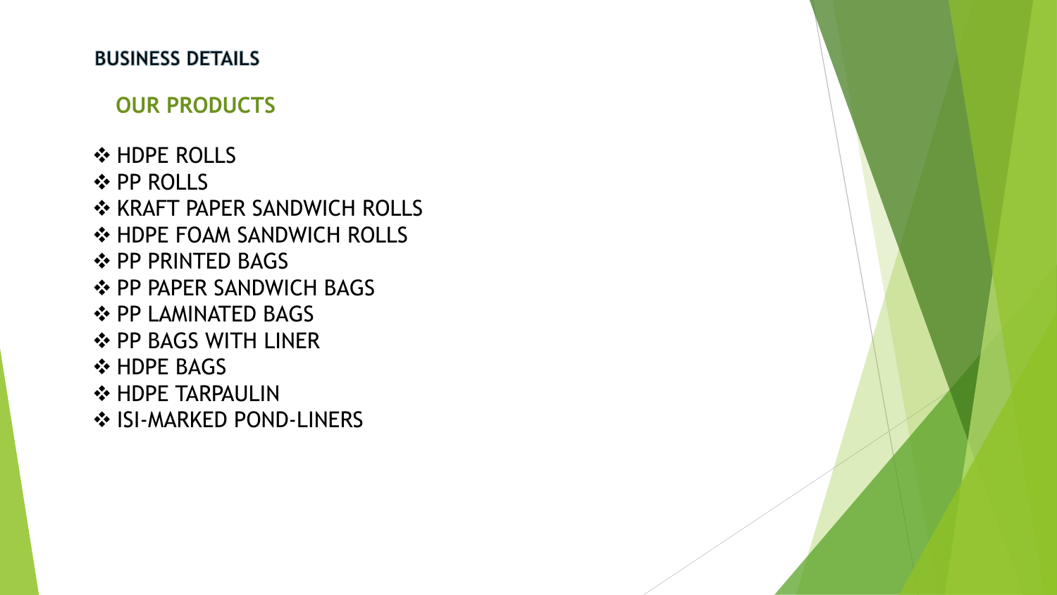## BUSINESS DETAILS

### OUR PRODUCTS

- HDPE ROLLS
- PP ROLLS
- KRAFT PAPER SANDWICH ROLLS
- HDPE FOAM SANDWICH ROLLS
- PP PRINTED BAGS
- PP PAPER SANDWICH BAGS
- PP LAMINATED BAGS
- PP BAGS WITH LINER
- HDPE BAGS
- HDPE TARPAULIN
- ISI-MARKED POND-LINERS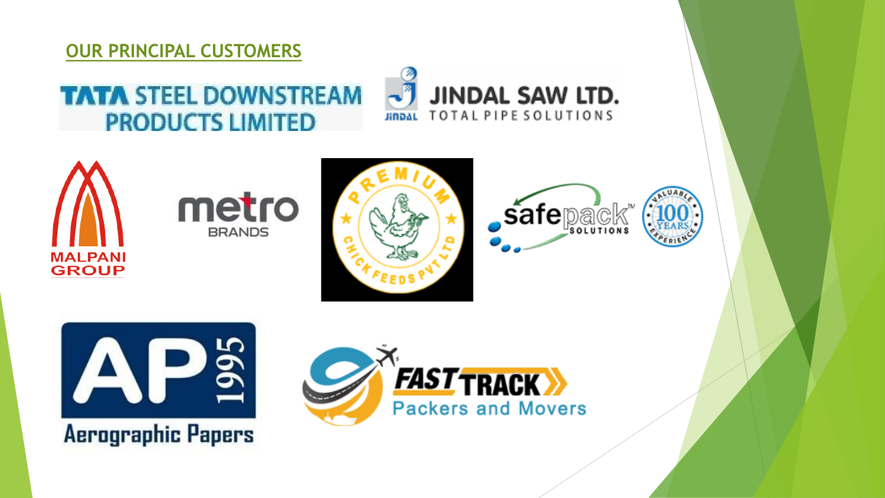## OUR PRINCIPAL CUSTOMERS

TATA STEEL DOWNSTREAM PRODUCTS LIMITED

JINDAL SAW LTD. TOTAL PIPE SOLUTIONS

MALPANI GROUP

metro BRANDS

PREMIUM CHICK FEEDS PVT LTD

safepack SOLUTIONS

AP 1995 Aerographic Papers

FAST TRACK Packers and Movers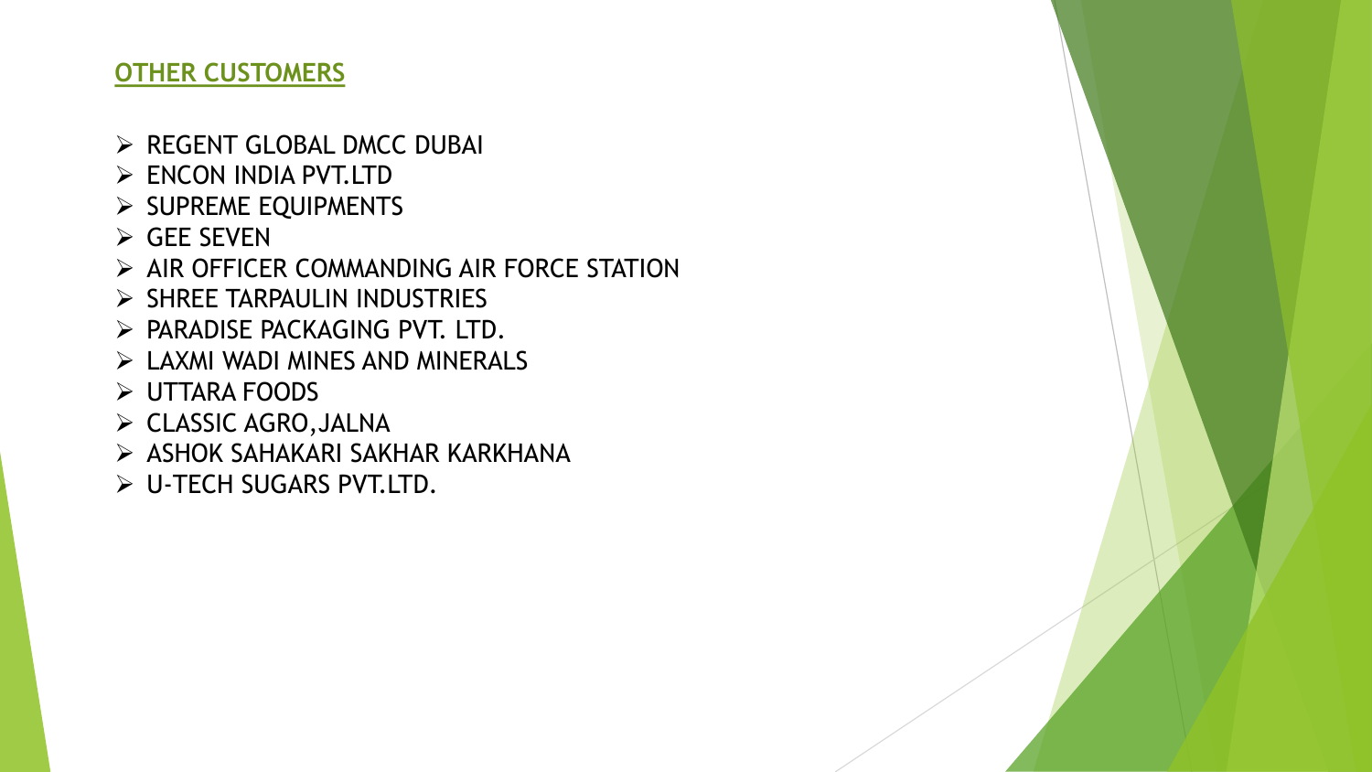## OTHER CUSTOMERS

- REGENT GLOBAL DMCC DUBAI
- ENCON INDIA PVT.LTD
- SUPREME EQUIPMENTS
- GEE SEVEN
- AIR OFFICER COMMANDING AIR FORCE STATION
- SHREE TARPAULIN INDUSTRIES
- PARADISE PACKAGING PVT. LTD.
- LAXMI WADI MINES AND MINERALS
- UTTARA FOODS
- CLASSIC AGRO,JALNA
- ASHOK SAHAKARI SAKHAR KARKHANA
- U-TECH SUGARS PVT.LTD.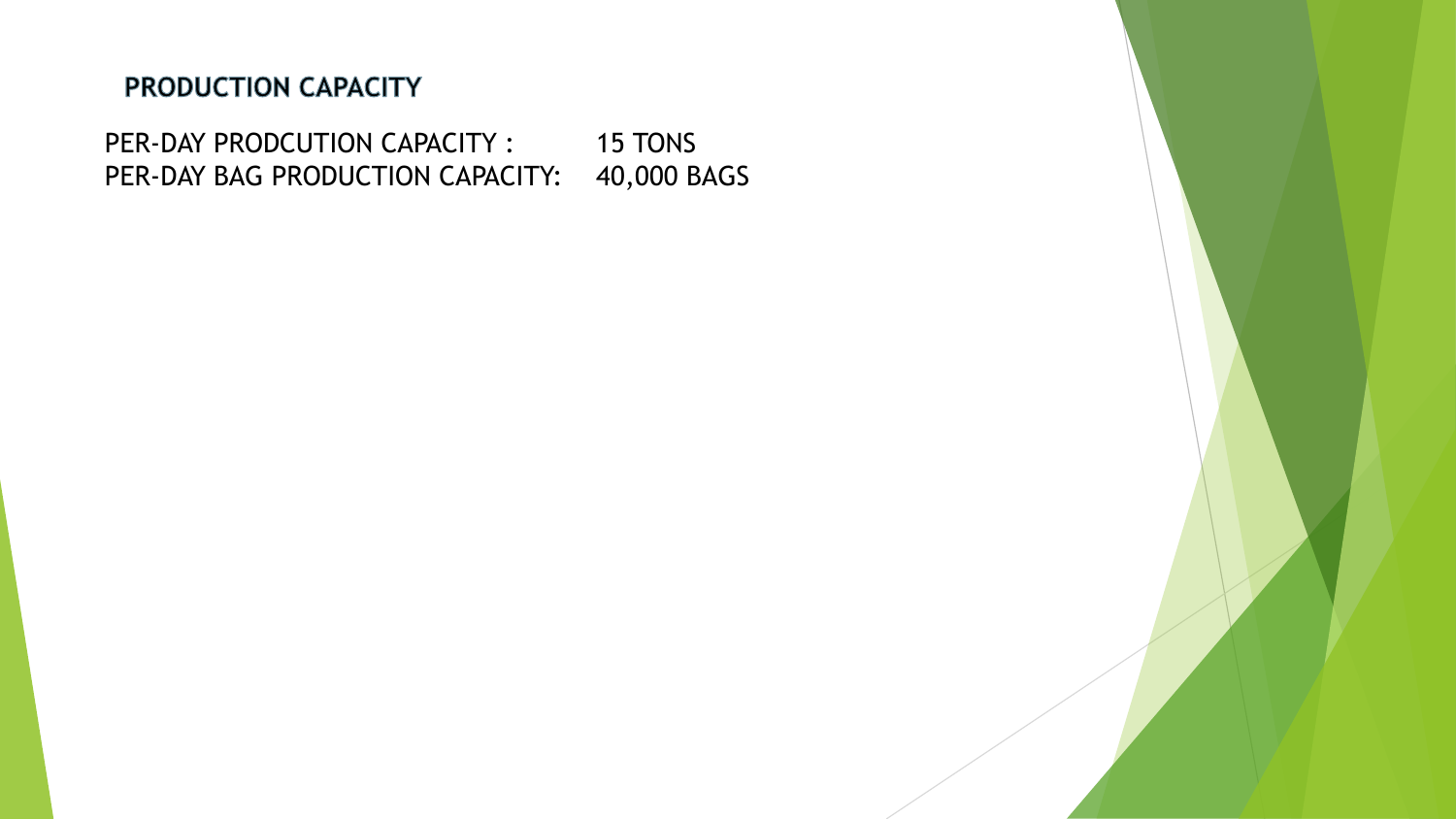## PRODUCTION CAPACITY

| | |
|---|---|
| PER-DAY PRODCUTION CAPACITY : | 15 TONS |
| PER-DAY BAG PRODUCTION CAPACITY: | 40,000 BAGS |